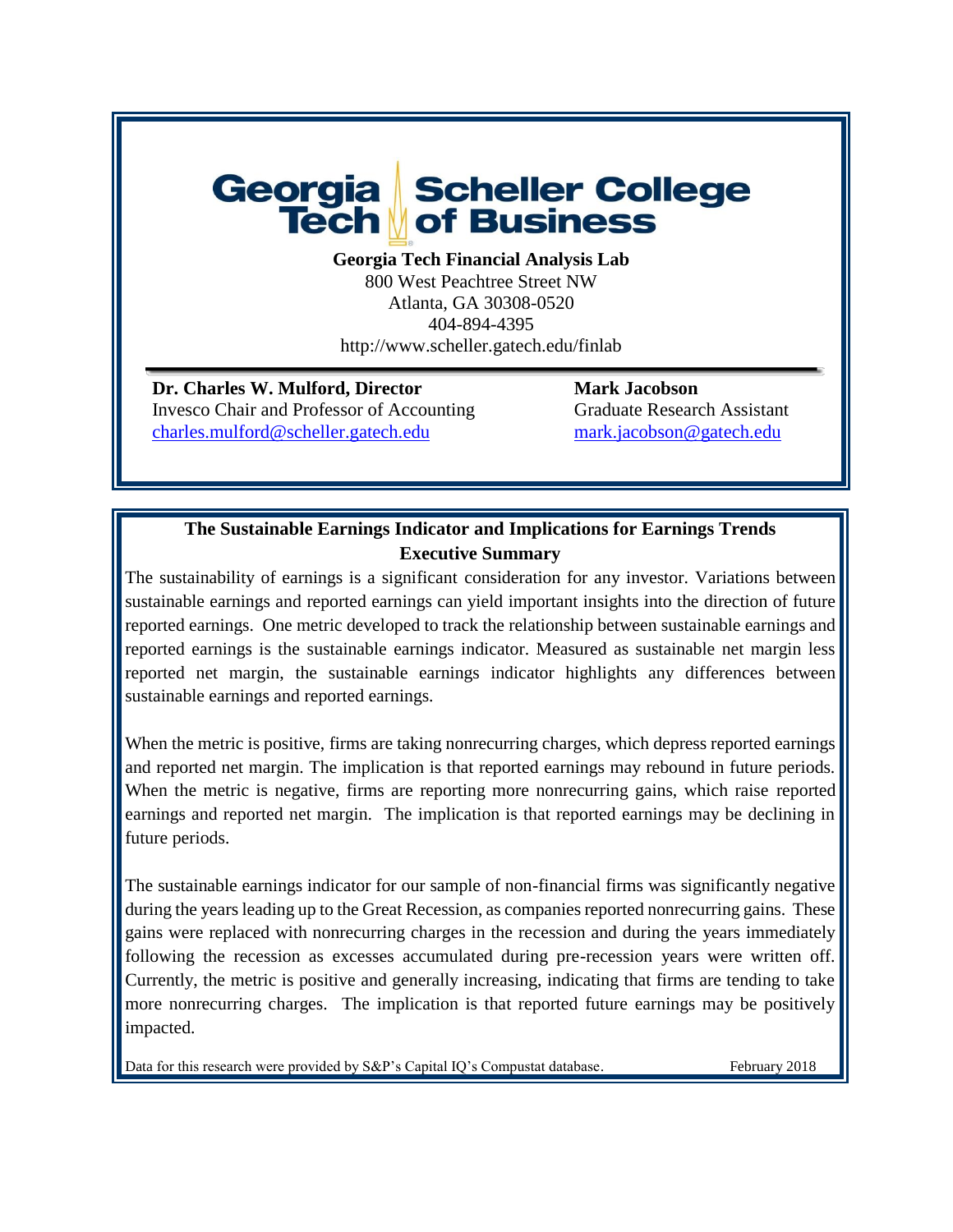**Georgia Tech Scheller College of Business**

**Georgia Tech Financial Analysis Lab**
800 West Peachtree Street NW
Atlanta, GA 30308-0520
404-894-4395
http://www.scheller.gatech.edu/finlab

**Dr. Charles W. Mulford, Director**
Invesco Chair and Professor of Accounting
charles.mulford@scheller.gatech.edu

**Mark Jacobson**
Graduate Research Assistant
mark.jacobson@gatech.edu

## The Sustainable Earnings Indicator and Implications for Earnings Trends

### Executive Summary

The sustainability of earnings is a significant consideration for any investor. Variations between sustainable earnings and reported earnings can yield important insights into the direction of future reported earnings. One metric developed to track the relationship between sustainable earnings and reported earnings is the sustainable earnings indicator. Measured as sustainable net margin less reported net margin, the sustainable earnings indicator highlights any differences between sustainable earnings and reported earnings.

When the metric is positive, firms are taking nonrecurring charges, which depress reported earnings and reported net margin. The implication is that reported earnings may rebound in future periods. When the metric is negative, firms are reporting more nonrecurring gains, which raise reported earnings and reported net margin. The implication is that reported earnings may be declining in future periods.

The sustainable earnings indicator for our sample of non-financial firms was significantly negative during the years leading up to the Great Recession, as companies reported nonrecurring gains. These gains were replaced with nonrecurring charges in the recession and during the years immediately following the recession as excesses accumulated during pre-recession years were written off. Currently, the metric is positive and generally increasing, indicating that firms are tending to take more nonrecurring charges. The implication is that reported future earnings may be positively impacted.

Data for this research were provided by S&P's Capital IQ's Compustat database. February 2018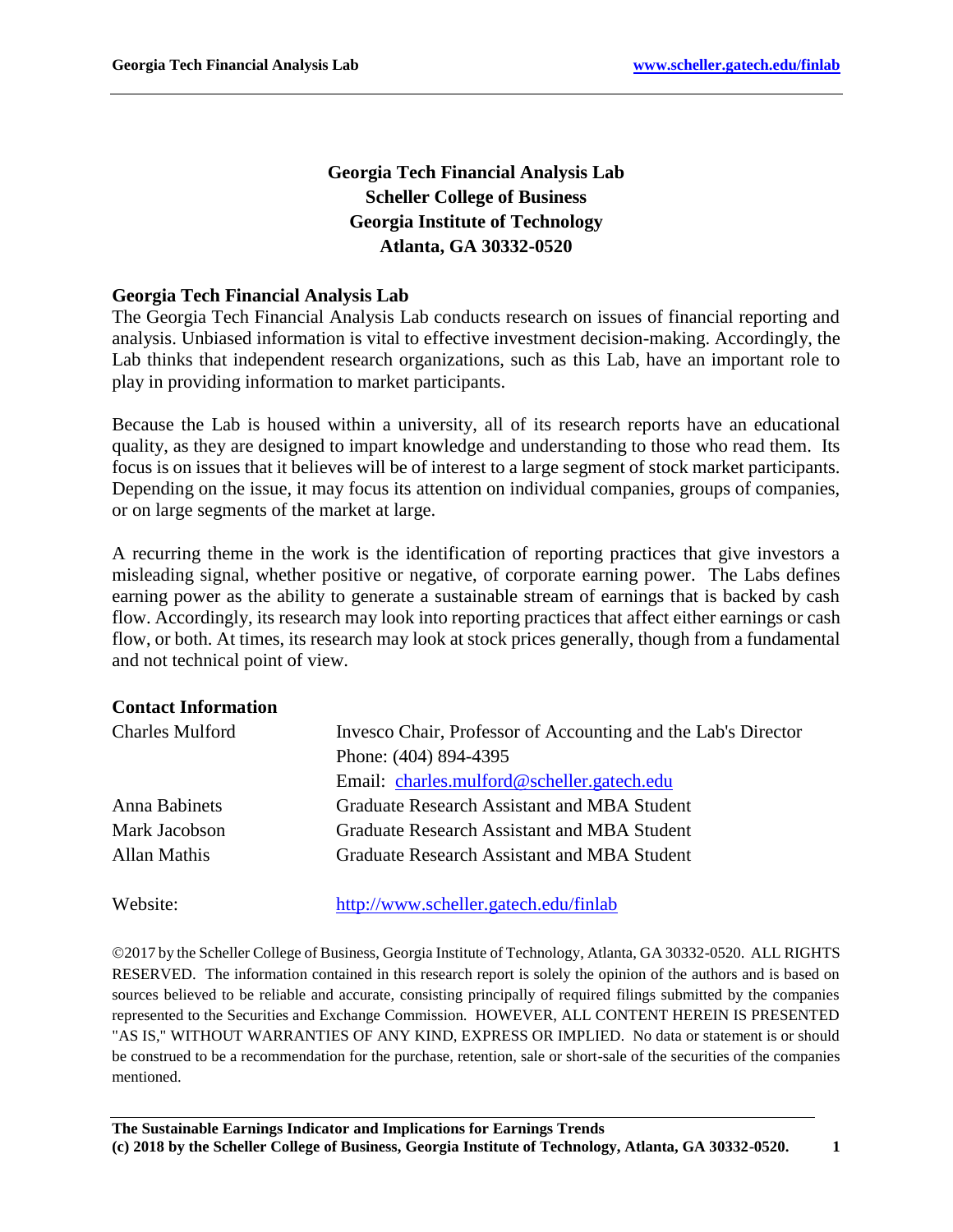**Georgia Tech Financial Analysis Lab**
**Scheller College of Business**
**Georgia Institute of Technology**
**Atlanta, GA 30332-0520**

## Georgia Tech Financial Analysis Lab

The Georgia Tech Financial Analysis Lab conducts research on issues of financial reporting and analysis. Unbiased information is vital to effective investment decision-making. Accordingly, the Lab thinks that independent research organizations, such as this Lab, have an important role to play in providing information to market participants.

Because the Lab is housed within a university, all of its research reports have an educational quality, as they are designed to impart knowledge and understanding to those who read them. Its focus is on issues that it believes will be of interest to a large segment of stock market participants. Depending on the issue, it may focus its attention on individual companies, groups of companies, or on large segments of the market at large.

A recurring theme in the work is the identification of reporting practices that give investors a misleading signal, whether positive or negative, of corporate earning power. The Labs defines earning power as the ability to generate a sustainable stream of earnings that is backed by cash flow. Accordingly, its research may look into reporting practices that affect either earnings or cash flow, or both. At times, its research may look at stock prices generally, though from a fundamental and not technical point of view.

## Contact Information

| | |
|---|---|
| Charles Mulford | Invesco Chair, Professor of Accounting and the Lab's Director |
| | Phone: (404) 894-4395 |
| | Email: charles.mulford@scheller.gatech.edu |
| Anna Babinets | Graduate Research Assistant and MBA Student |
| Mark Jacobson | Graduate Research Assistant and MBA Student |
| Allan Mathis | Graduate Research Assistant and MBA Student |

Website: http://www.scheller.gatech.edu/finlab

©2017 by the Scheller College of Business, Georgia Institute of Technology, Atlanta, GA 30332-0520. ALL RIGHTS RESERVED. The information contained in this research report is solely the opinion of the authors and is based on sources believed to be reliable and accurate, consisting principally of required filings submitted by the companies represented to the Securities and Exchange Commission. HOWEVER, ALL CONTENT HEREIN IS PRESENTED "AS IS," WITHOUT WARRANTIES OF ANY KIND, EXPRESS OR IMPLIED. No data or statement is or should be construed to be a recommendation for the purchase, retention, sale or short-sale of the securities of the companies mentioned.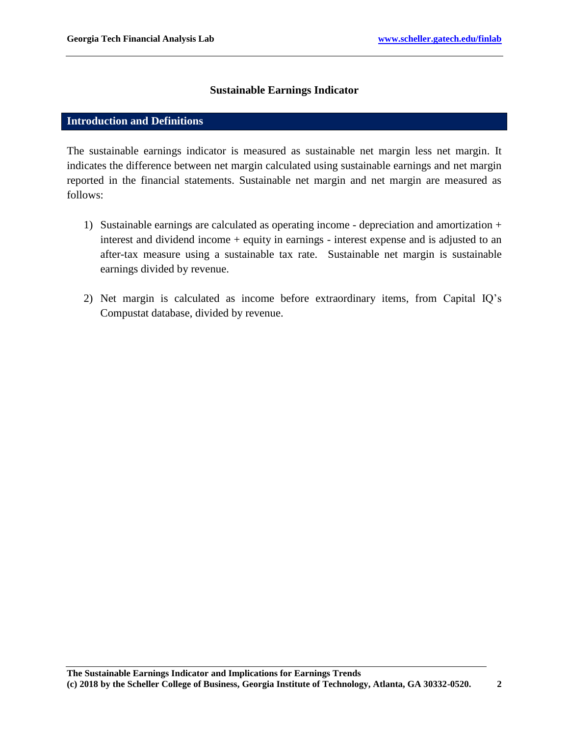## Sustainable Earnings Indicator

### Introduction and Definitions

The sustainable earnings indicator is measured as sustainable net margin less net margin. It indicates the difference between net margin calculated using sustainable earnings and net margin reported in the financial statements. Sustainable net margin and net margin are measured as follows:

1) Sustainable earnings are calculated as operating income - depreciation and amortization + interest and dividend income + equity in earnings - interest expense and is adjusted to an after-tax measure using a sustainable tax rate. Sustainable net margin is sustainable earnings divided by revenue.

2) Net margin is calculated as income before extraordinary items, from Capital IQ's Compustat database, divided by revenue.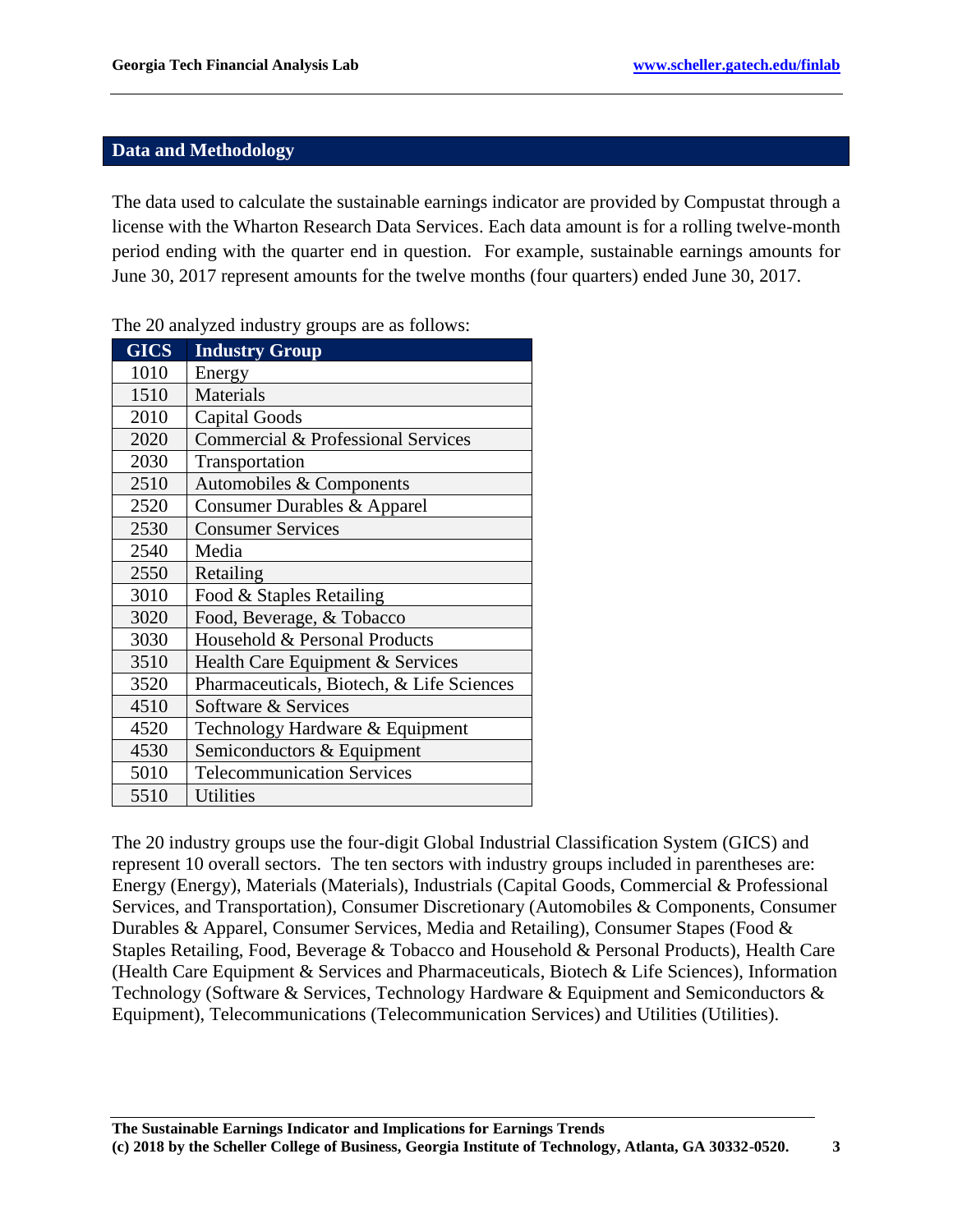## Data and Methodology

The data used to calculate the sustainable earnings indicator are provided by Compustat through a license with the Wharton Research Data Services. Each data amount is for a rolling twelve-month period ending with the quarter end in question. For example, sustainable earnings amounts for June 30, 2017 represent amounts for the twelve months (four quarters) ended June 30, 2017.

The 20 analyzed industry groups are as follows:

| GICS | Industry Group |
|---|---|
| 1010 | Energy |
| 1510 | Materials |
| 2010 | Capital Goods |
| 2020 | Commercial & Professional Services |
| 2030 | Transportation |
| 2510 | Automobiles & Components |
| 2520 | Consumer Durables & Apparel |
| 2530 | Consumer Services |
| 2540 | Media |
| 2550 | Retailing |
| 3010 | Food & Staples Retailing |
| 3020 | Food, Beverage, & Tobacco |
| 3030 | Household & Personal Products |
| 3510 | Health Care Equipment & Services |
| 3520 | Pharmaceuticals, Biotech, & Life Sciences |
| 4510 | Software & Services |
| 4520 | Technology Hardware & Equipment |
| 4530 | Semiconductors & Equipment |
| 5010 | Telecommunication Services |
| 5510 | Utilities |

The 20 industry groups use the four-digit Global Industrial Classification System (GICS) and represent 10 overall sectors. The ten sectors with industry groups included in parentheses are: Energy (Energy), Materials (Materials), Industrials (Capital Goods, Commercial & Professional Services, and Transportation), Consumer Discretionary (Automobiles & Components, Consumer Durables & Apparel, Consumer Services, Media and Retailing), Consumer Stapes (Food & Staples Retailing, Food, Beverage & Tobacco and Household & Personal Products), Health Care (Health Care Equipment & Services and Pharmaceuticals, Biotech & Life Sciences), Information Technology (Software & Services, Technology Hardware & Equipment and Semiconductors & Equipment), Telecommunications (Telecommunication Services) and Utilities (Utilities).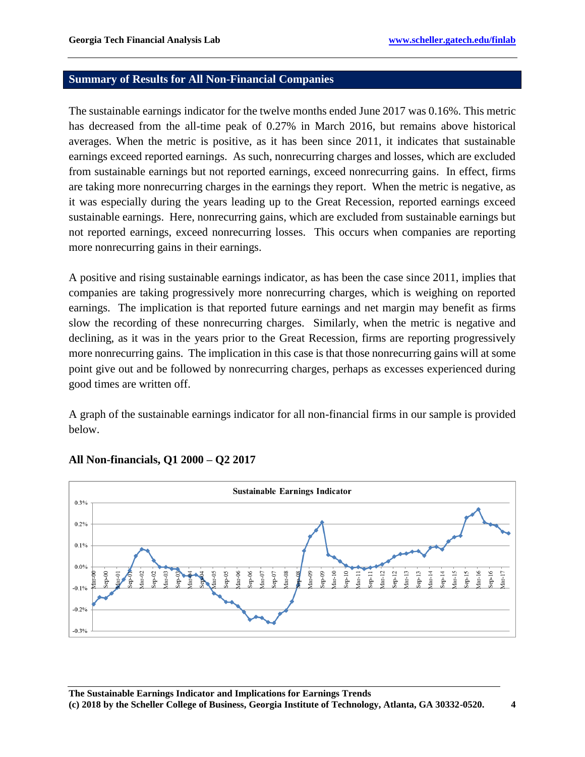## Summary of Results for All Non-Financial Companies

The sustainable earnings indicator for the twelve months ended June 2017 was 0.16%. This metric has decreased from the all-time peak of 0.27% in March 2016, but remains above historical averages. When the metric is positive, as it has been since 2011, it indicates that sustainable earnings exceed reported earnings. As such, nonrecurring charges and losses, which are excluded from sustainable earnings but not reported earnings, exceed nonrecurring gains. In effect, firms are taking more nonrecurring charges in the earnings they report. When the metric is negative, as it was especially during the years leading up to the Great Recession, reported earnings exceed sustainable earnings. Here, nonrecurring gains, which are excluded from sustainable earnings but not reported earnings, exceed nonrecurring losses. This occurs when companies are reporting more nonrecurring gains in their earnings.

A positive and rising sustainable earnings indicator, as has been the case since 2011, implies that companies are taking progressively more nonrecurring charges, which is weighing on reported earnings. The implication is that reported future earnings and net margin may benefit as firms slow the recording of these nonrecurring charges. Similarly, when the metric is negative and declining, as it was in the years prior to the Great Recession, firms are reporting progressively more nonrecurring gains. The implication in this case is that those nonrecurring gains will at some point give out and be followed by nonrecurring charges, perhaps as excesses experienced during good times are written off.

A graph of the sustainable earnings indicator for all non-financial firms in our sample is provided below.

**All Non-financials, Q1 2000 – Q2 2017**

Sustainable Earnings Indicator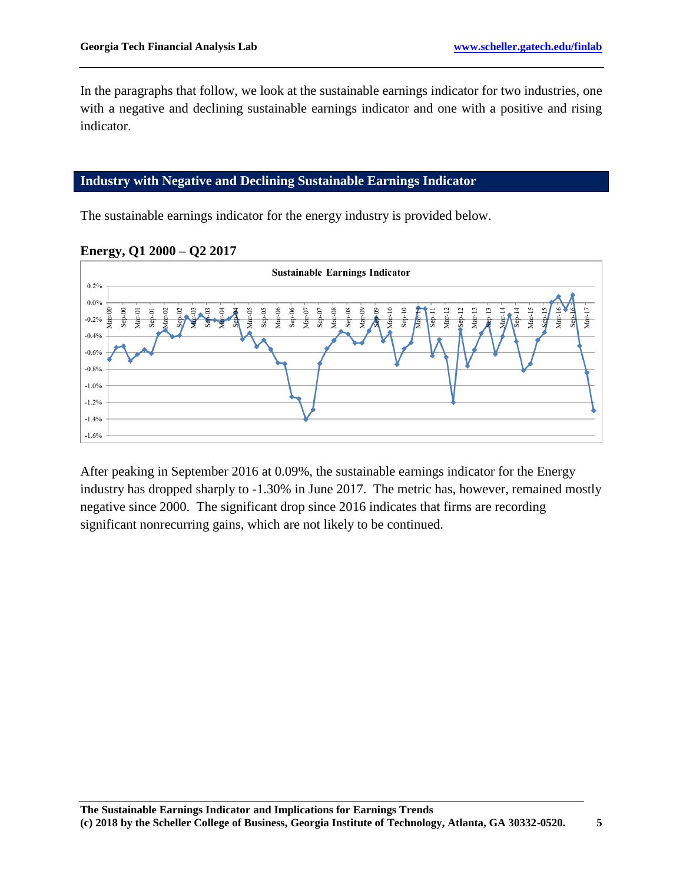In the paragraphs that follow, we look at the sustainable earnings indicator for two industries, one with a negative and declining sustainable earnings indicator and one with a positive and rising indicator.

## Industry with Negative and Declining Sustainable Earnings Indicator

The sustainable earnings indicator for the energy industry is provided below.

**Energy, Q1 2000 – Q2 2017**

After peaking in September 2016 at 0.09%, the sustainable earnings indicator for the Energy industry has dropped sharply to -1.30% in June 2017. The metric has, however, remained mostly negative since 2000. The significant drop since 2016 indicates that firms are recording significant nonrecurring gains, which are not likely to be continued.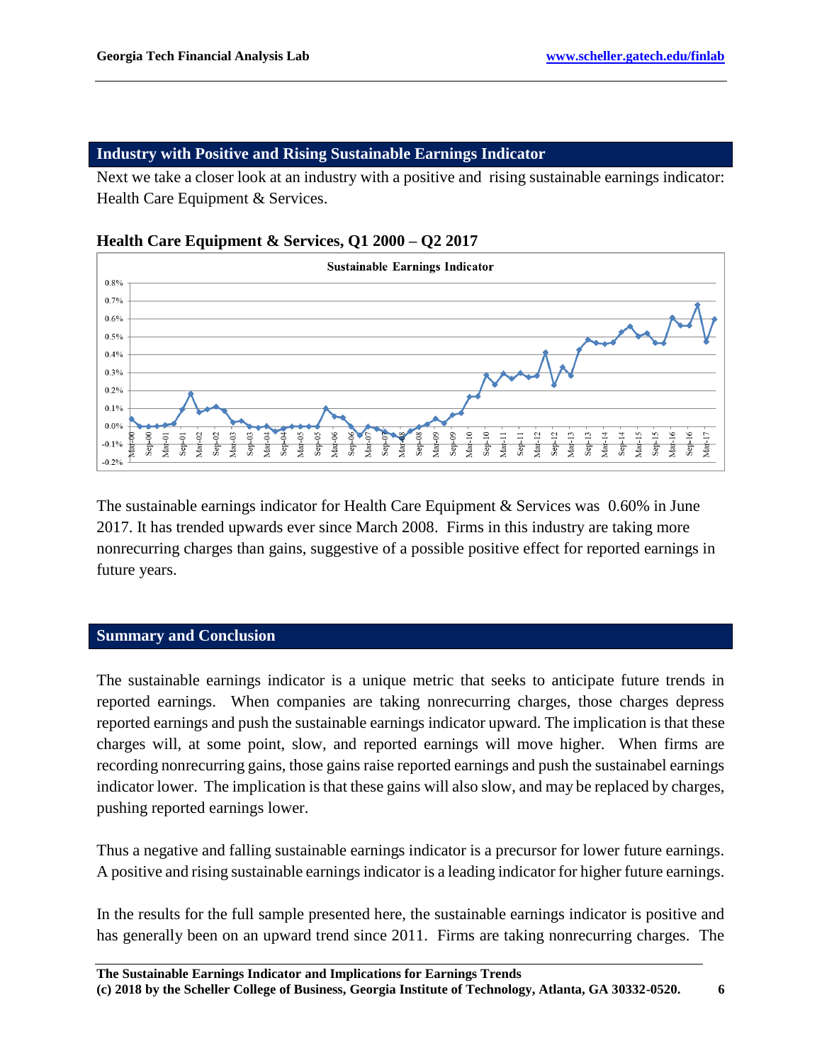## Industry with Positive and Rising Sustainable Earnings Indicator

Next we take a closer look at an industry with a positive and rising sustainable earnings indicator: Health Care Equipment & Services.

**Health Care Equipment & Services, Q1 2000 – Q2 2017**

The sustainable earnings indicator for Health Care Equipment & Services was 0.60% in June 2017. It has trended upwards ever since March 2008. Firms in this industry are taking more nonrecurring charges than gains, suggestive of a possible positive effect for reported earnings in future years.

## Summary and Conclusion

The sustainable earnings indicator is a unique metric that seeks to anticipate future trends in reported earnings. When companies are taking nonrecurring charges, those charges depress reported earnings and push the sustainable earnings indicator upward. The implication is that these charges will, at some point, slow, and reported earnings will move higher. When firms are recording nonrecurring gains, those gains raise reported earnings and push the sustainabel earnings indicator lower. The implication is that these gains will also slow, and may be replaced by charges, pushing reported earnings lower.

Thus a negative and falling sustainable earnings indicator is a precursor for lower future earnings. A positive and rising sustainable earnings indicator is a leading indicator for higher future earnings.

In the results for the full sample presented here, the sustainable earnings indicator is positive and has generally been on an upward trend since 2011. Firms are taking nonrecurring charges. The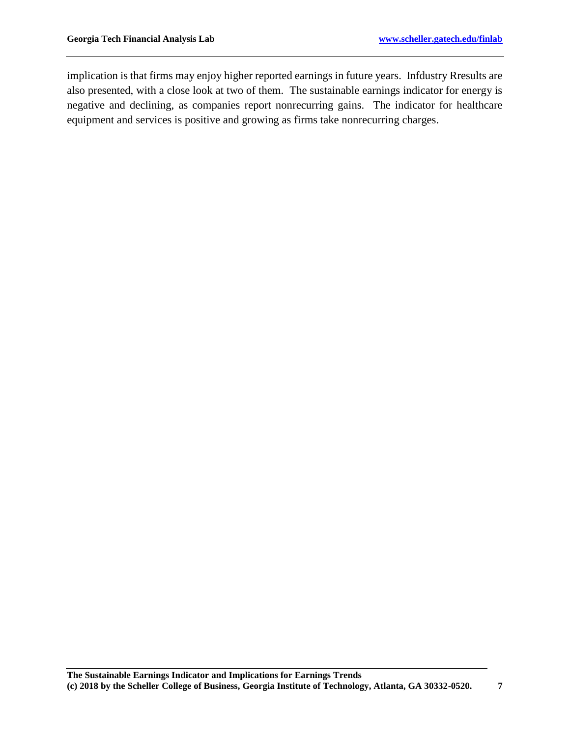implication is that firms may enjoy higher reported earnings in future years. Infdustry Rresults are also presented, with a close look at two of them. The sustainable earnings indicator for energy is negative and declining, as companies report nonrecurring gains. The indicator for healthcare equipment and services is positive and growing as firms take nonrecurring charges.